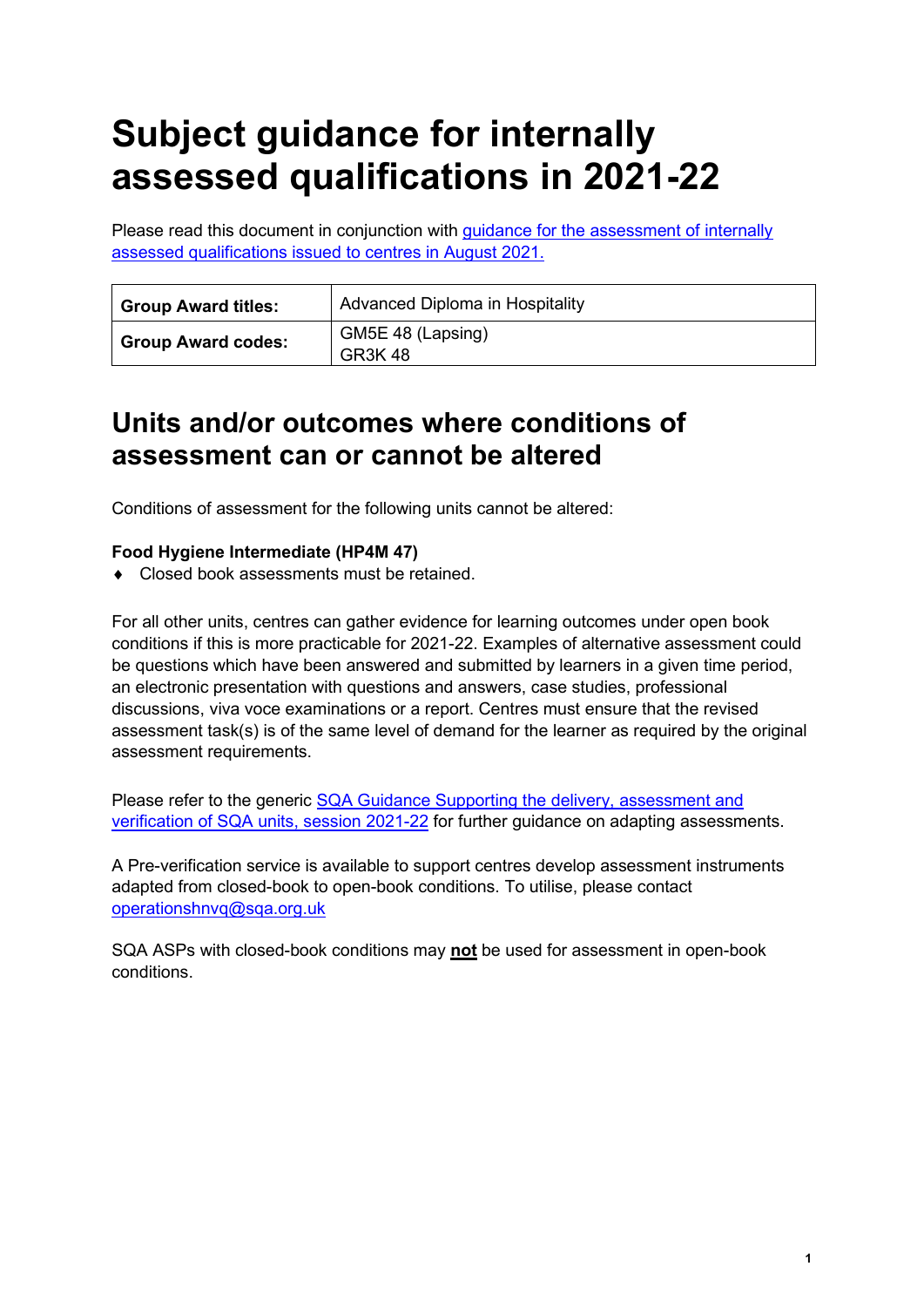# Subject guidance for internally assessed qualifications in 2021-22

Please read this document in conjunction with [guidance for the assessment of internally assessed qualifications issued to centres in August 2021.]

| **Group Award titles:** | Advanced Diploma in Hospitality |
|---|---|
| **Group Award codes:** | GM5E 48 (Lapsing)<br>GR3K 48 |

## Units and/or outcomes where conditions of assessment can or cannot be altered

Conditions of assessment for the following units cannot be altered:

**Food Hygiene Intermediate (HP4M 47)**

- Closed book assessments must be retained.

For all other units, centres can gather evidence for learning outcomes under open book conditions if this is more practicable for 2021-22. Examples of alternative assessment could be questions which have been answered and submitted by learners in a given time period, an electronic presentation with questions and answers, case studies, professional discussions, viva voce examinations or a report. Centres must ensure that the revised assessment task(s) is of the same level of demand for the learner as required by the original assessment requirements.

Please refer to the generic SQA Guidance Supporting the delivery, assessment and verification of SQA units, session 2021-22 for further guidance on adapting assessments.

A Pre-verification service is available to support centres develop assessment instruments adapted from closed-book to open-book conditions. To utilise, please contact operationshnvq@sqa.org.uk

SQA ASPs with closed-book conditions may **not** be used for assessment in open-book conditions.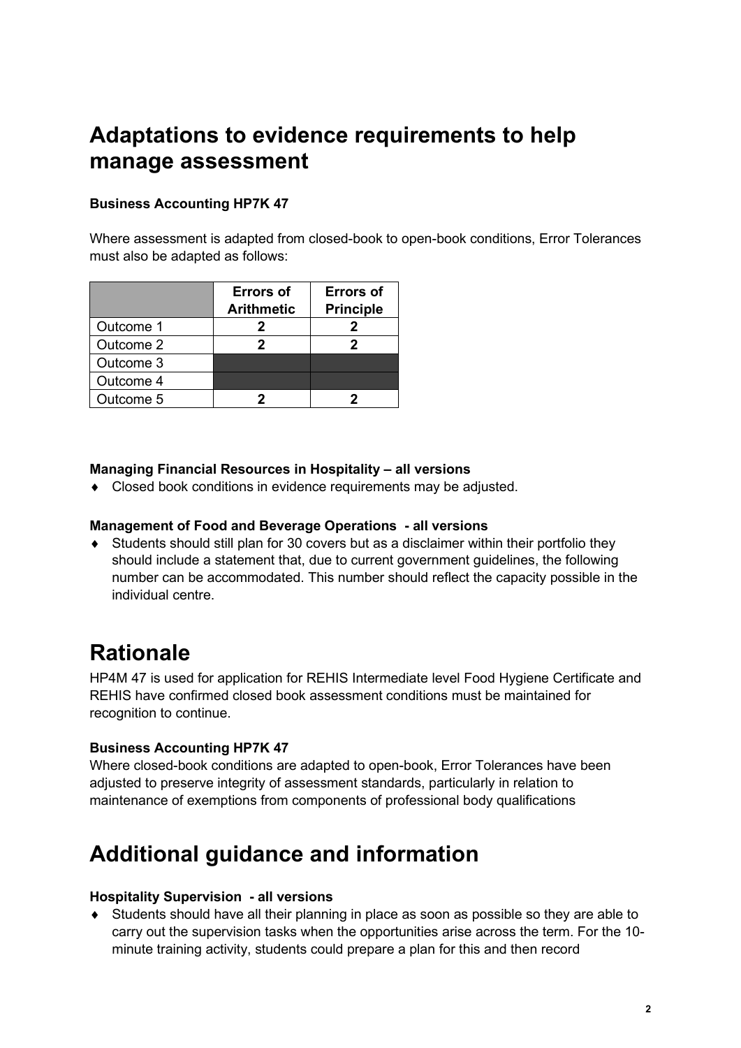## Adaptations to evidence requirements to help manage assessment

**Business Accounting HP7K 47**

Where assessment is adapted from closed-book to open-book conditions, Error Tolerances must also be adapted as follows:

| | Errors of Arithmetic | Errors of Principle |
|---|---|---|
| Outcome 1 | 2 | 2 |
| Outcome 2 | 2 | 2 |
| Outcome 3 | | |
| Outcome 4 | | |
| Outcome 5 | 2 | 2 |

**Managing Financial Resources in Hospitality – all versions**

- Closed book conditions in evidence requirements may be adjusted.

**Management of Food and Beverage Operations - all versions**

- Students should still plan for 30 covers but as a disclaimer within their portfolio they should include a statement that, due to current government guidelines, the following number can be accommodated. This number should reflect the capacity possible in the individual centre.

## Rationale

HP4M 47 is used for application for REHIS Intermediate level Food Hygiene Certificate and REHIS have confirmed closed book assessment conditions must be maintained for recognition to continue.

**Business Accounting HP7K 47**

Where closed-book conditions are adapted to open-book, Error Tolerances have been adjusted to preserve integrity of assessment standards, particularly in relation to maintenance of exemptions from components of professional body qualifications

## Additional guidance and information

**Hospitality Supervision - all versions**

- Students should have all their planning in place as soon as possible so they are able to carry out the supervision tasks when the opportunities arise across the term. For the 10-minute training activity, students could prepare a plan for this and then record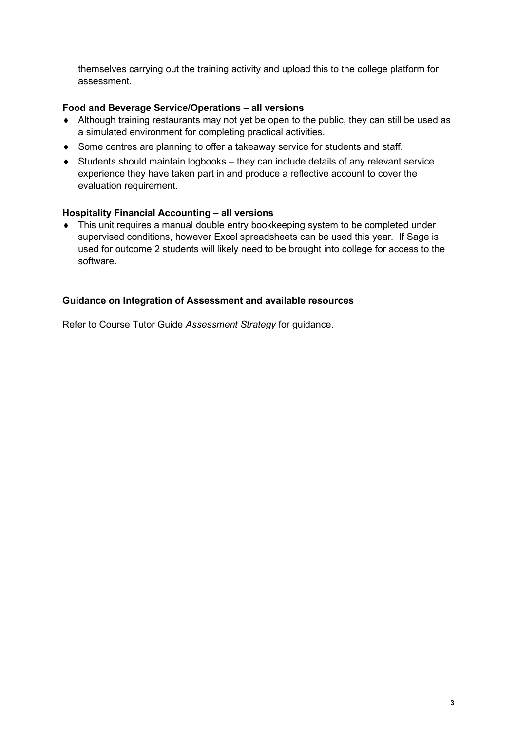themselves carrying out the training activity and upload this to the college platform for assessment.

**Food and Beverage Service/Operations – all versions**

- Although training restaurants may not yet be open to the public, they can still be used as a simulated environment for completing practical activities.
- Some centres are planning to offer a takeaway service for students and staff.
- Students should maintain logbooks – they can include details of any relevant service experience they have taken part in and produce a reflective account to cover the evaluation requirement.

**Hospitality Financial Accounting – all versions**

- This unit requires a manual double entry bookkeeping system to be completed under supervised conditions, however Excel spreadsheets can be used this year. If Sage is used for outcome 2 students will likely need to be brought into college for access to the software.

**Guidance on Integration of Assessment and available resources**

Refer to Course Tutor Guide *Assessment Strategy* for guidance.